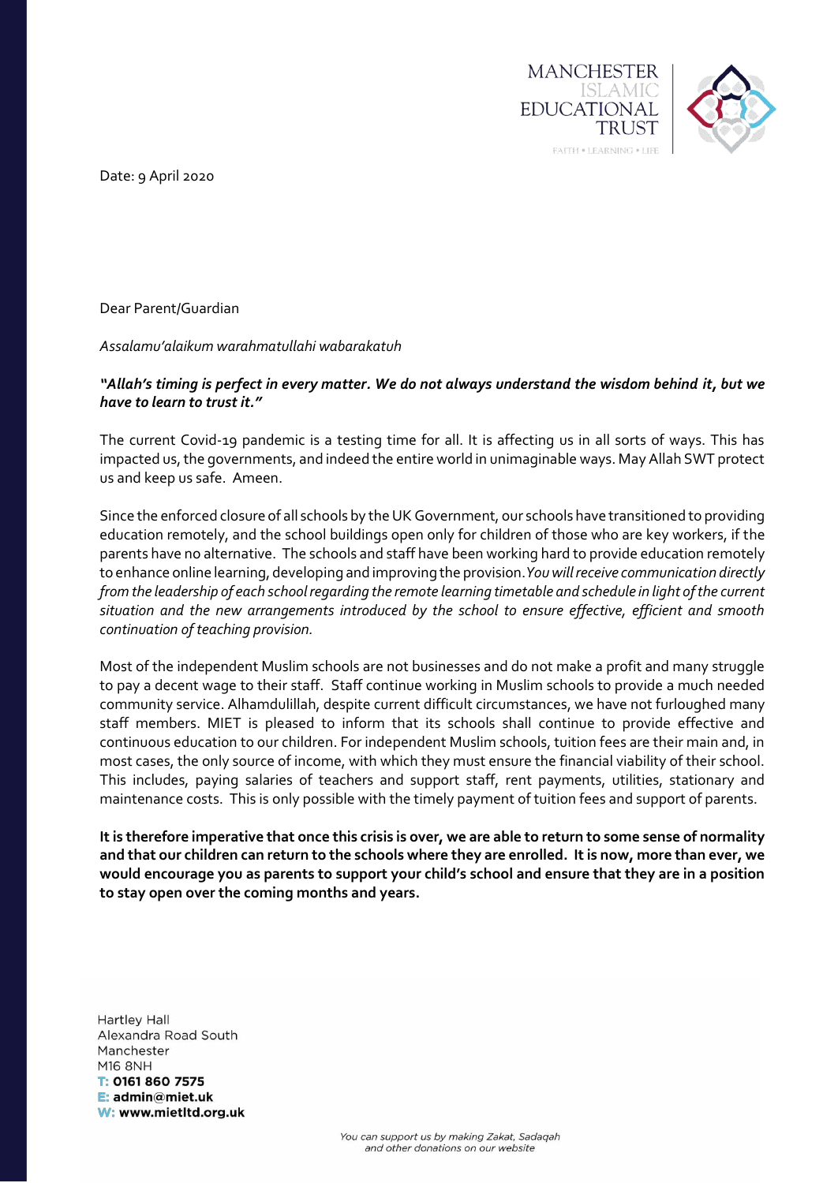MANCHESTER ISLAMIC EDUCATIONAL TRUST

FAITH • LEARNING • LIFE

Date: 9 April 2020

Dear Parent/Guardian

*Assalamu'alaikum warahmatullahi wabarakatuh*

***"Allah's timing is perfect in every matter. We do not always understand the wisdom behind it, but we have to learn to trust it."***

The current Covid-19 pandemic is a testing time for all. It is affecting us in all sorts of ways. This has impacted us, the governments, and indeed the entire world in unimaginable ways. May Allah SWT protect us and keep us safe. Ameen.

Since the enforced closure of all schools by the UK Government, our schools have transitioned to providing education remotely, and the school buildings open only for children of those who are key workers, if the parents have no alternative. The schools and staff have been working hard to provide education remotely to enhance online learning, developing and improving the provision. *You will receive communication directly from the leadership of each school regarding the remote learning timetable and schedule in light of the current situation and the new arrangements introduced by the school to ensure effective, efficient and smooth continuation of teaching provision.*

Most of the independent Muslim schools are not businesses and do not make a profit and many struggle to pay a decent wage to their staff. Staff continue working in Muslim schools to provide a much needed community service. Alhamdulillah, despite current difficult circumstances, we have not furloughed many staff members. MIET is pleased to inform that its schools shall continue to provide effective and continuous education to our children. For independent Muslim schools, tuition fees are their main and, in most cases, the only source of income, with which they must ensure the financial viability of their school. This includes, paying salaries of teachers and support staff, rent payments, utilities, stationary and maintenance costs. This is only possible with the timely payment of tuition fees and support of parents.

**It is therefore imperative that once this crisis is over, we are able to return to some sense of normality and that our children can return to the schools where they are enrolled. It is now, more than ever, we would encourage you as parents to support your child's school and ensure that they are in a position to stay open over the coming months and years.**

Hartley Hall
Alexandra Road South
Manchester
M16 8NH
**T: 0161 860 7575**
**E: admin@miet.uk**
**W: www.mietltd.org.uk**

*You can support us by making Zakat, Sadaqah and other donations on our website*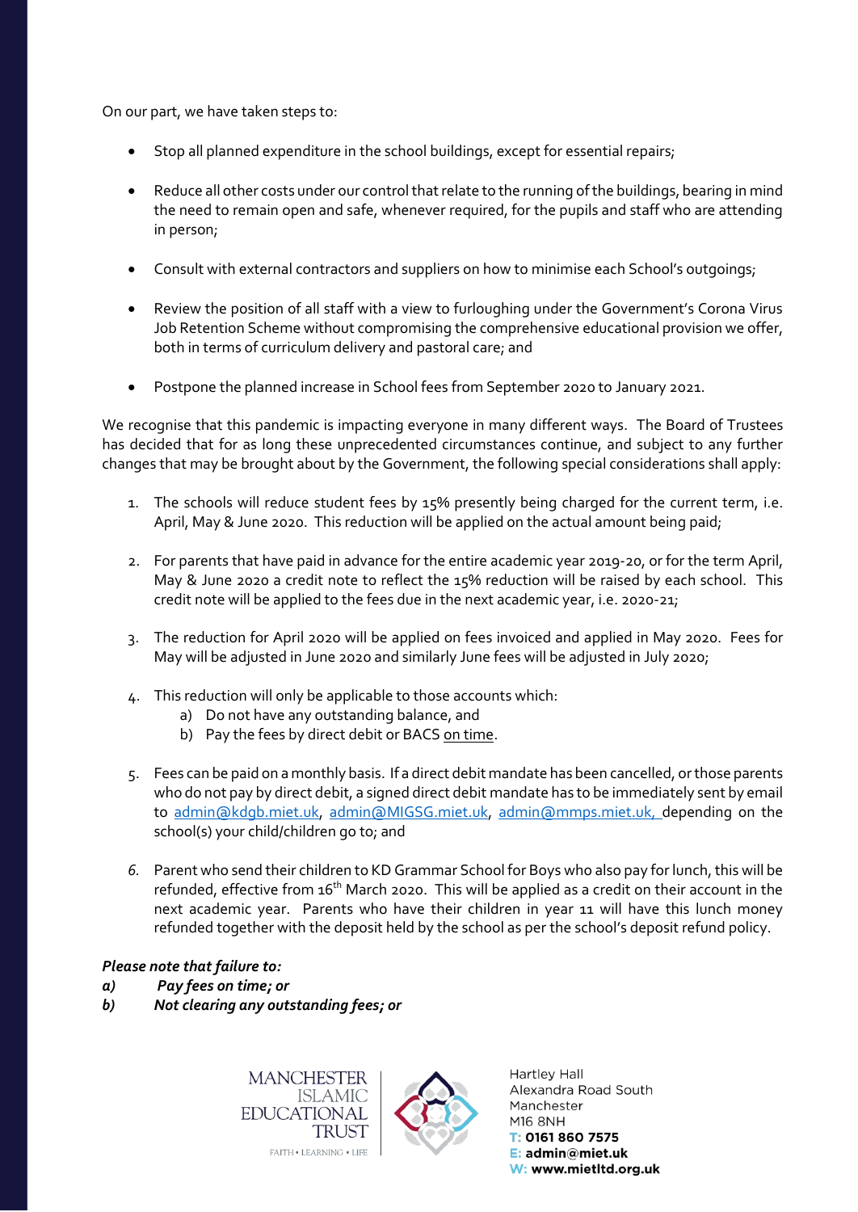On our part, we have taken steps to:

- Stop all planned expenditure in the school buildings, except for essential repairs;
- Reduce all other costs under our control that relate to the running of the buildings, bearing in mind the need to remain open and safe, whenever required, for the pupils and staff who are attending in person;
- Consult with external contractors and suppliers on how to minimise each School's outgoings;
- Review the position of all staff with a view to furloughing under the Government's Corona Virus Job Retention Scheme without compromising the comprehensive educational provision we offer, both in terms of curriculum delivery and pastoral care; and
- Postpone the planned increase in School fees from September 2020 to January 2021.

We recognise that this pandemic is impacting everyone in many different ways. The Board of Trustees has decided that for as long these unprecedented circumstances continue, and subject to any further changes that may be brought about by the Government, the following special considerations shall apply:

1. The schools will reduce student fees by 15% presently being charged for the current term, i.e. April, May & June 2020. This reduction will be applied on the actual amount being paid;
2. For parents that have paid in advance for the entire academic year 2019-20, or for the term April, May & June 2020 a credit note to reflect the 15% reduction will be raised by each school. This credit note will be applied to the fees due in the next academic year, i.e. 2020-21;
3. The reduction for April 2020 will be applied on fees invoiced and applied in May 2020. Fees for May will be adjusted in June 2020 and similarly June fees will be adjusted in July 2020;
4. This reduction will only be applicable to those accounts which:
   a) Do not have any outstanding balance, and
   b) Pay the fees by direct debit or BACS on time.
5. Fees can be paid on a monthly basis. If a direct debit mandate has been cancelled, or those parents who do not pay by direct debit, a signed direct debit mandate has to be immediately sent by email to admin@kdgb.miet.uk, admin@MIGSG.miet.uk, admin@mmps.miet.uk, depending on the school(s) your child/children go to; and
6. *Parent who send their children to KD Grammar School for Boys who also pay for lunch, this will be refunded, effective from 16th March 2020. This will be applied as a credit on their account in the next academic year. Parents who have their children in year 11 will have this lunch money refunded together with the deposit held by the school as per the school's deposit refund policy.*

***Please note that failure to:***

***a) Pay fees on time; or***

***b) Not clearing any outstanding fees; or***

MANCHESTER ISLAMIC EDUCATIONAL TRUST
FAITH • LEARNING • LIFE

Hartley Hall
Alexandra Road South
Manchester
M16 8NH
**T: 0161 860 7575**
**E: admin@miet.uk**
**W: www.mietltd.org.uk**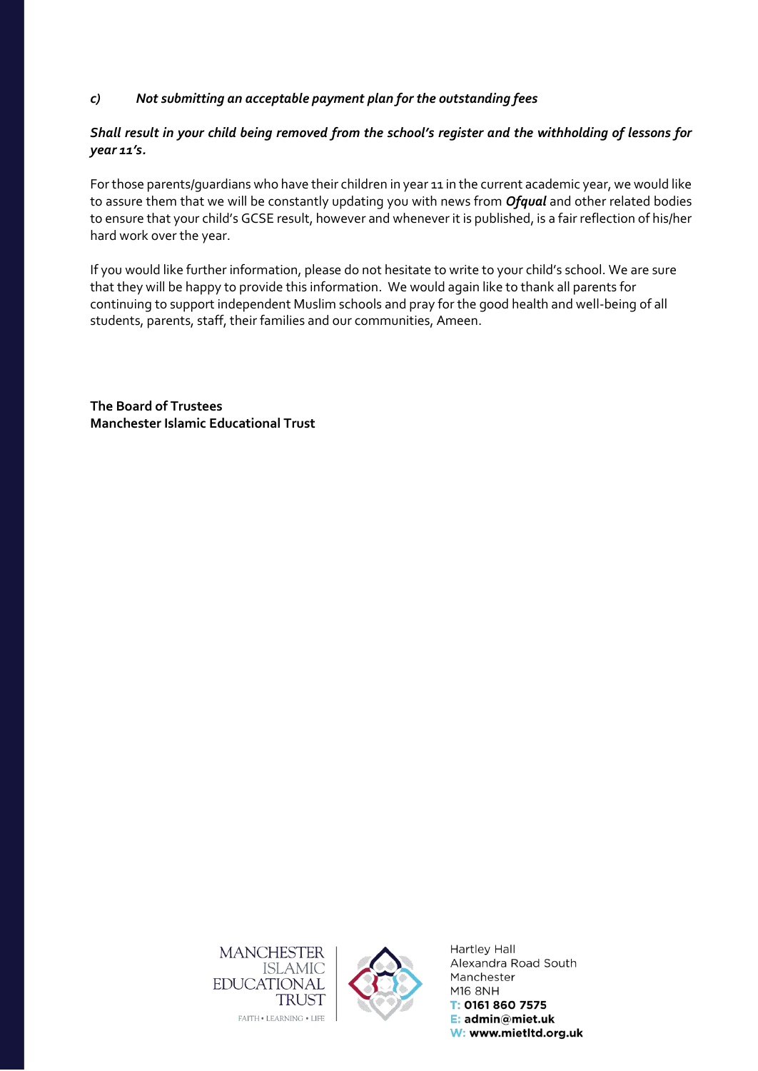*c)* ***Not submitting an acceptable payment plan for the outstanding fees***

***Shall result in your child being removed from the school's register and the withholding of lessons for year 11's.***

For those parents/guardians who have their children in year 11 in the current academic year, we would like to assure them that we will be constantly updating you with news from ***Ofqual*** and other related bodies to ensure that your child's GCSE result, however and whenever it is published, is a fair reflection of his/her hard work over the year.

If you would like further information, please do not hesitate to write to your child's school. We are sure that they will be happy to provide this information. We would again like to thank all parents for continuing to support independent Muslim schools and pray for the good health and well-being of all students, parents, staff, their families and our communities, Ameen.

**The Board of Trustees**
**Manchester Islamic Educational Trust**

MANCHESTER ISLAMIC EDUCATIONAL TRUST
FAITH • LEARNING • LIFE

Hartley Hall
Alexandra Road South
Manchester
M16 8NH
**T: 0161 860 7575**
**E: admin@miet.uk**
**W: www.mietltd.org.uk**